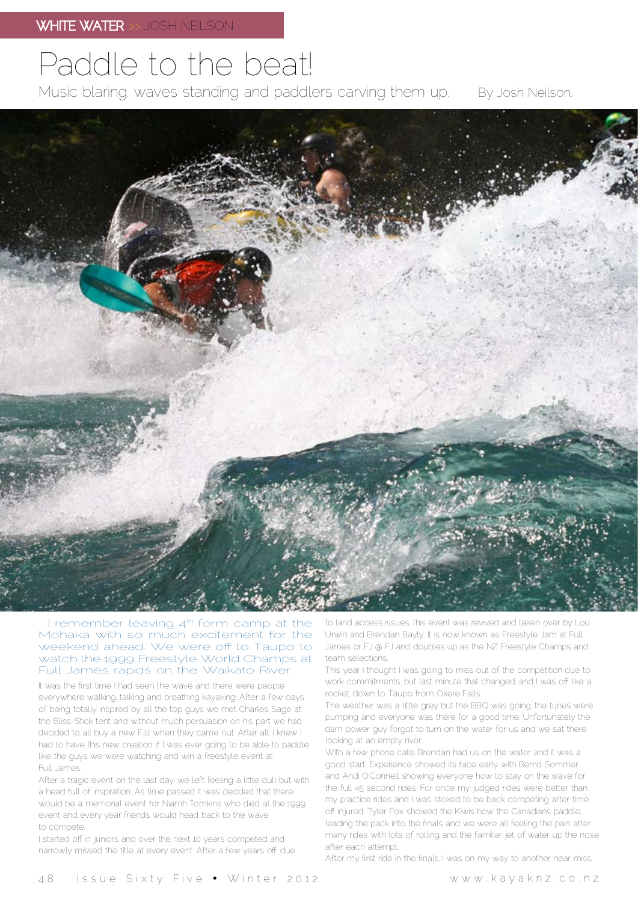# Paddle to the beat!

Music blaring, waves standing and paddlers carving them up. By Josh Neilson.

I remember leaving 4th form camp at the Mohaka with so much excitement for the weekend ahead. We were off to Taupo to watch the 1999 Freestyle World Champs at Full James rapids on the Waikato River.

It was the first time I had seen the wave and there were people everywhere walking, talking and breathing kayaking! After a few days of being totally inspired by all the top guys we met Charles Sage at the Bliss-Stick tent and without much persuasion on his part we had decided to all buy a new FJ2 when they came out. After all, I knew I had to have this new creation if I was ever going to be able to paddle like the guys we were watching and win a freestyle event at Full James.

After a tragic event on the last day, we left feeling a little dull but with a head full of inspiration. As time passed it was decided that there would be a memorial event for Niamh Tomkins who died at the 1999 event and every year friends would head back to the wave to compete.

I started off in juniors and over the next 10 years competed and narrowly missed the title at every event. After a few years off, due to land access issues, this event was revived and taken over by Lou Urwin and Brendan Bayly. It is now known as Freestyle Jam at Full James or FJ @ FJ and doubles up as the NZ Freestyle Champs and team selections.

This year I thought I was going to miss out of the competition due to work commitments, but last minute that changed, and I was off like a rocket, down to Taupo from Okere Falls.

The weather was a little grey but the BBQ was going, the tunes were pumping and everyone was there for a good time. Unfortunately the dam power guy forgot to turn on the water for us and we sat there looking at an empty river.

With a few phone calls Brendan had us on the water and it was a good start. Experience showed its face early with Bernd Sommer and Andi O'Connell showing everyone how to stay on the wave for the full 45 second rides. For once my judged rides were better than my practice rides and I was stoked to be back competing after time off injured. Tyler Fox showed the Kiwis how the Canadians paddle, leading the pack into the finals and we were all feeling the pain after many rides with lots of rolling and the familiar jet of water up the nose after each attempt.

After my first ride in the finals, I was on my way to another near miss,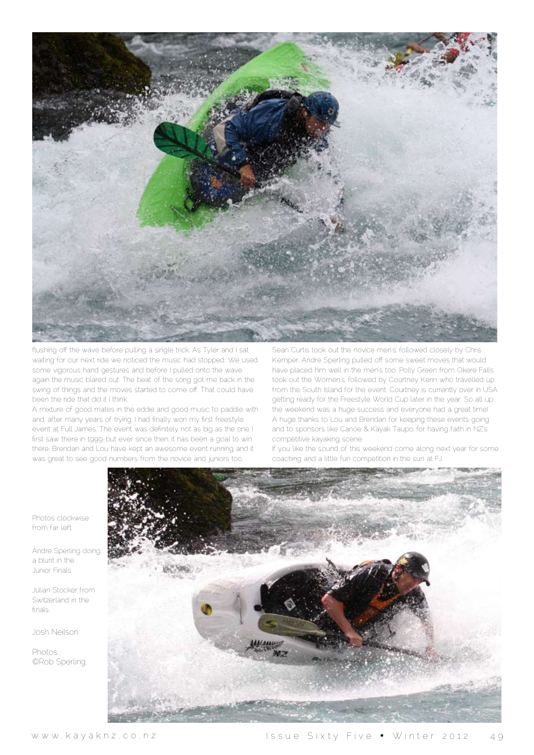flushing off the wave before pulling a single trick. As Tyler and I sat waiting for our next ride we noticed the music had stopped. We used some vigorous hand gestures and before I pulled onto the wave again the music blared out. The beat of the song got me back in the swing of things and the moves started to come off. That could have been the ride that did it I think.

A mixture of good mates in the eddie and good music to paddle with and, after many years of trying, I had finally won my first freestyle event at Full James. The event was definitely not as big as the one I first saw there in 1999, but ever since then, it has been a goal to win there. Brendan and Lou have kept an awesome event running and it was great to see good numbers from the novice and juniors too.

Sean Curtis took out the novice men's, followed closely by Chris Kemper. Andre Sperling pulled off some sweet moves that would have placed him well in the men's too. Polly Green from Okere Falls took out the Women's, followed by Courtney Kerin who travelled up from the South Island for the event. Courtney is currently over in USA getting ready for the Freestyle World Cup later in the year. So all up the weekend was a huge success and everyone had a great time! A huge thanks to Lou and Brendan for keeping these events going and to sponsors like Canoe & Kayak Taupo, for having faith in NZ's competitive kayaking scene.

If you like the sound of this weekend come along next year for some coaching and a little fun competition in the sun at FJ.

Photos clockwise from far left:

Andre Sperling doing a blunt in the Junior Finals

Julian Stocker from Switzerland in the finals.

Josh Neilson

Photos : ©Rob Sperling.